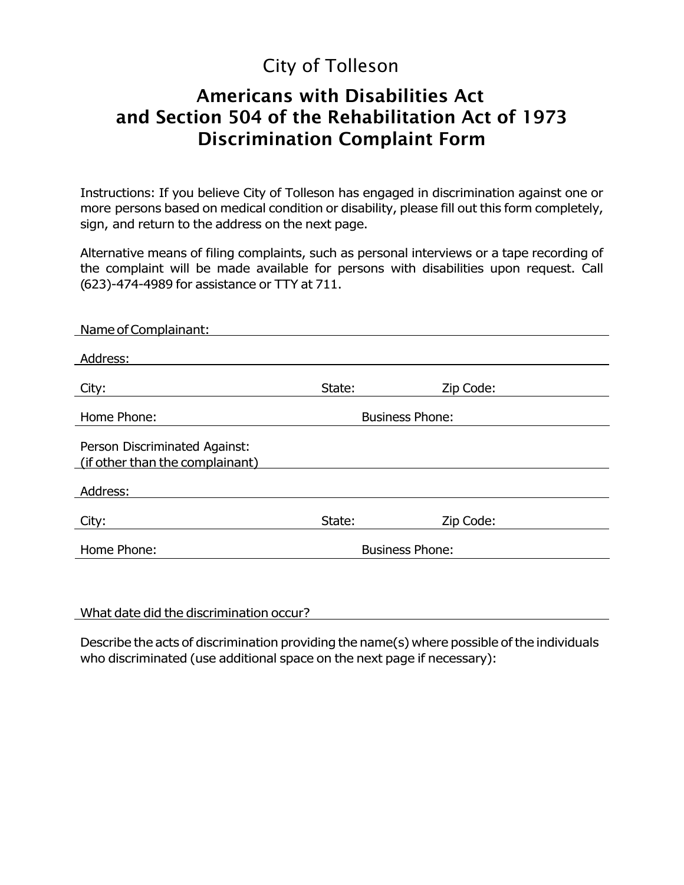City of Tolleson

# Americans with Disabilities Act
# and Section 504 of the Rehabilitation Act of 1973
# Discrimination Complaint Form

Instructions: If you believe City of Tolleson has engaged in discrimination against one or more persons based on medical condition or disability, please fill out this form completely, sign, and return to the address on the next page.

Alternative means of filing complaints, such as personal interviews or a tape recording of the complaint will be made available for persons with disabilities upon request. Call (623)-474-4989 for assistance or TTY at 711.

Name of Complainant: ______________________________

Address: ______________________________

City: ______________ State: ______________ Zip Code: ______________

Home Phone: ______________ Business Phone: ______________

Person Discriminated Against:
(if other than the complainant) ______________________________

Address: ______________________________

City: ______________ State: ______________ Zip Code: ______________

Home Phone: ______________ Business Phone: ______________

What date did the discrimination occur? ______________________________

Describe the acts of discrimination providing the name(s) where possible of the individuals who discriminated (use additional space on the next page if necessary):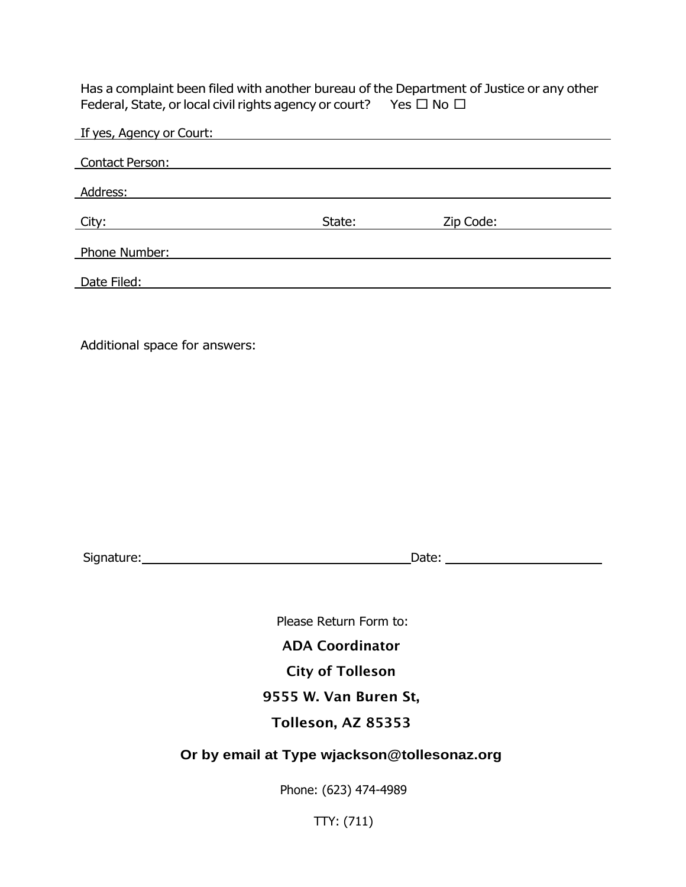Has a complaint been filed with another bureau of the Department of Justice or any other Federal, State, or local civil rights agency or court? Yes ☐ No ☐

If yes, Agency or Court: ______________________________

Contact Person: ______________________________

Address: ______________________________

City: ______________ State: ______________ Zip Code: ______________

Phone Number: ______________________________

Date Filed: ______________________________

Additional space for answers:

Signature: ______________________________ Date: ______________

Please Return Form to:

**ADA Coordinator**

**City of Tolleson**

**9555 W. Van Buren St,**

**Tolleson, AZ 85353**

**Or by email at Type wjackson@tollesonaz.org**

Phone: (623) 474-4989

TTY: (711)